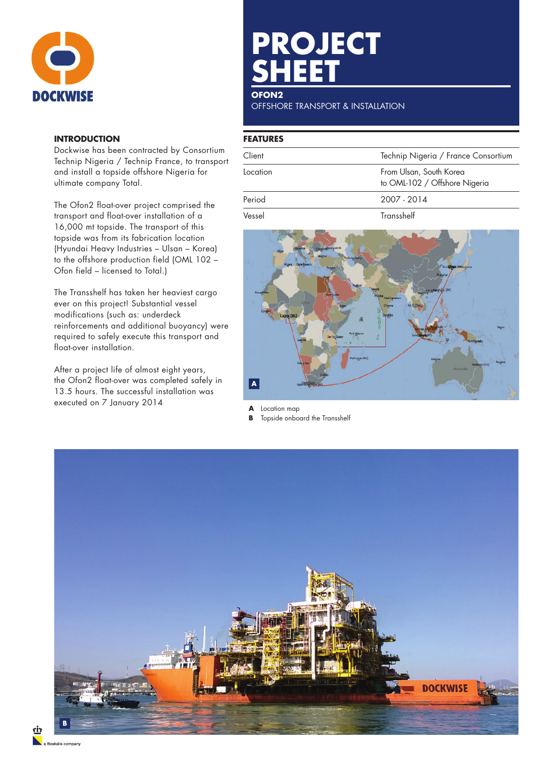DOCKWISE

# PROJECT SHEET

**OFON2**
OFFSHORE TRANSPORT & INSTALLATION

## INTRODUCTION

Dockwise has been contracted by Consortium Technip Nigeria / Technip France, to transport and install a topside offshore Nigeria for ultimate company Total.

The Ofon2 float-over project comprised the transport and float-over installation of a 16,000 mt topside. The transport of this topside was from its fabrication location (Hyundai Heavy Industries – Ulsan – Korea) to the offshore production field (OML 102 – Ofon field – licensed to Total.)

The Transshelf has taken her heaviest cargo ever on this project! Substantial vessel modifications (such as: underdeck reinforcements and additional buoyancy) were required to safely execute this transport and float-over installation.

After a project life of almost eight years, the Ofon2 float-over was completed safely in 13.5 hours. The successful installation was executed on 7 January 2014

## FEATURES

| | |
|---|---|
| Client | Technip Nigeria / France Consortium |
| Location | From Ulsan, South Korea to OML-102 / Offshore Nigeria |
| Period | 2007 - 2014 |
| Vessel | Transshelf |

**A** Location map
**B** Topside onboard the Transshelf

a Boskalis company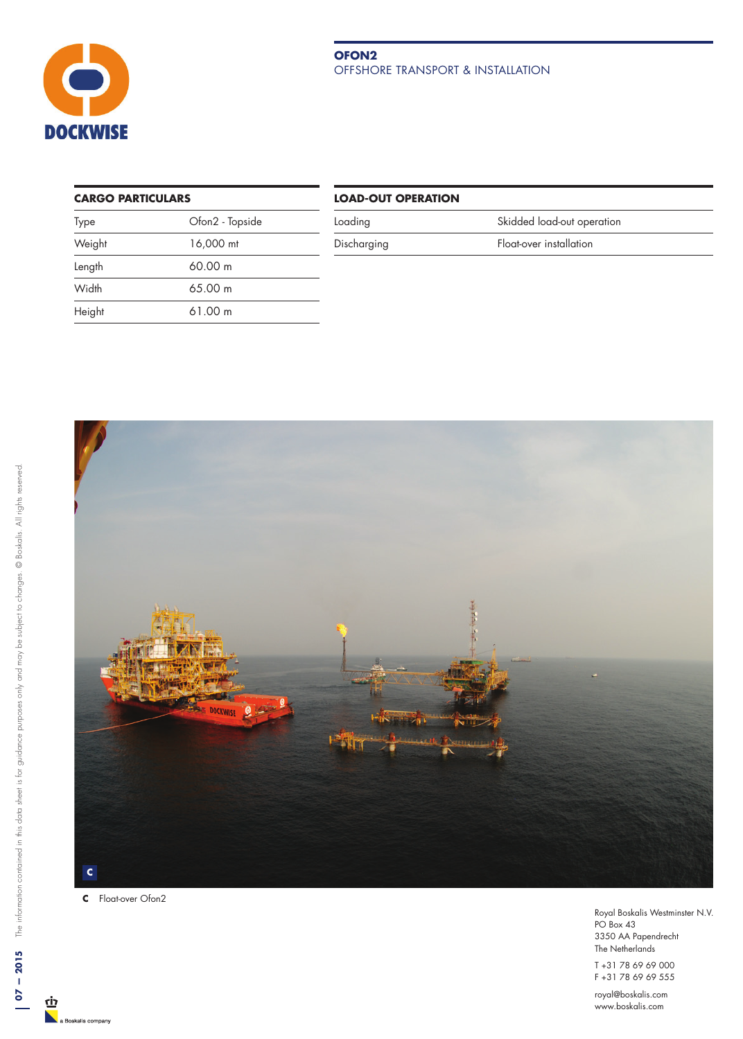DOCKWISE

# OFON2

OFFSHORE TRANSPORT & INSTALLATION

## CARGO PARTICULARS

| | |
|---|---|
| Type | Ofon2 - Topside |
| Weight | 16,000 mt |
| Length | 60.00 m |
| Width | 65.00 m |
| Height | 61.00 m |

## LOAD-OUT OPERATION

| | |
|---|---|
| Loading | Skidded load-out operation |
| Discharging | Float-over installation |

**C** Float-over Ofon2

The information contained in this data sheet is for guidance purposes only and may be subject to changes. © Boskalis. All rights reserved.

07 – 2015

Royal Boskalis Westminster N.V.
PO Box 43
3350 AA Papendrecht
The Netherlands

T +31 78 69 69 000
F +31 78 69 69 555

royal@boskalis.com
www.boskalis.com

a Boskalis company